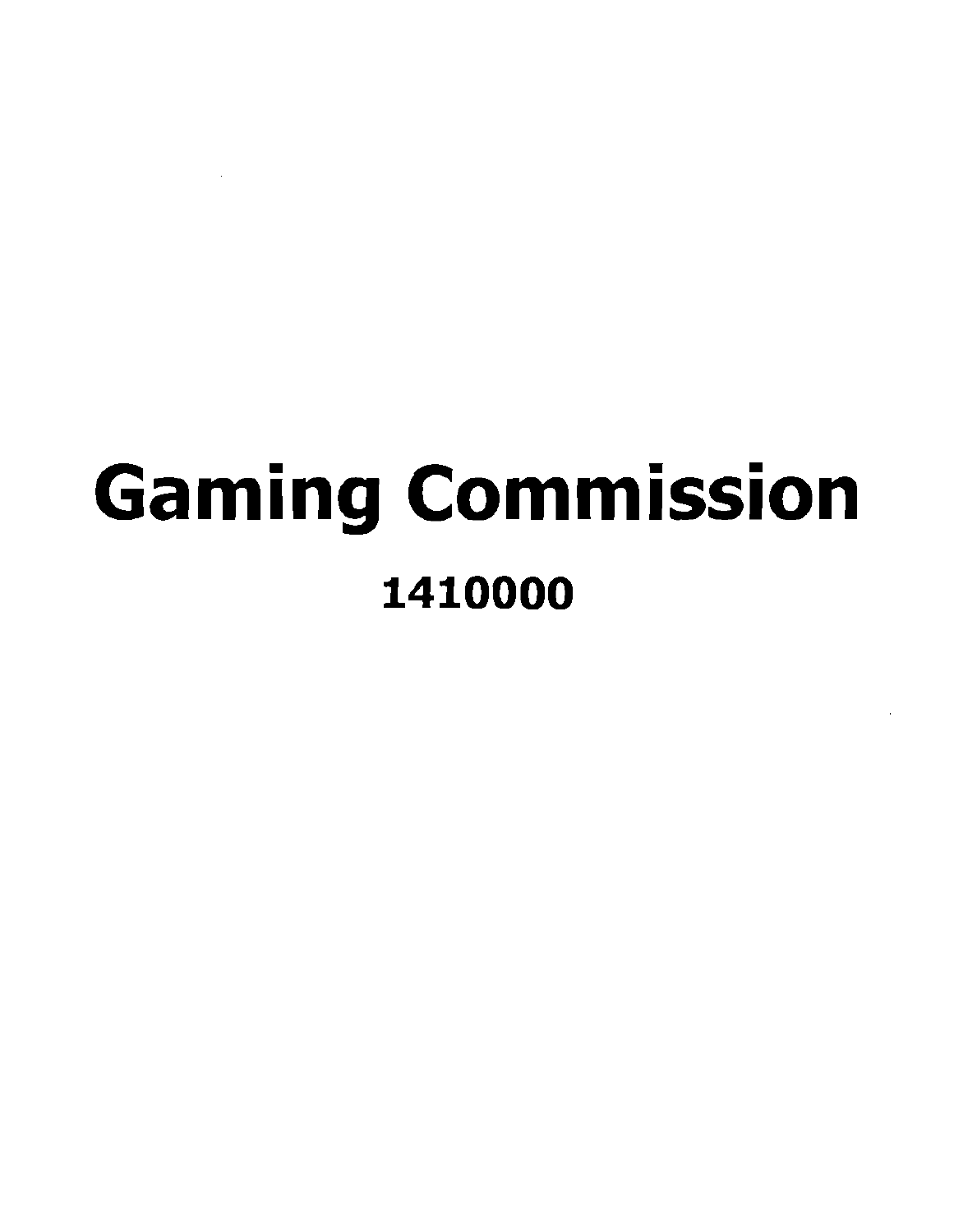# Gaming Commission

## 1410000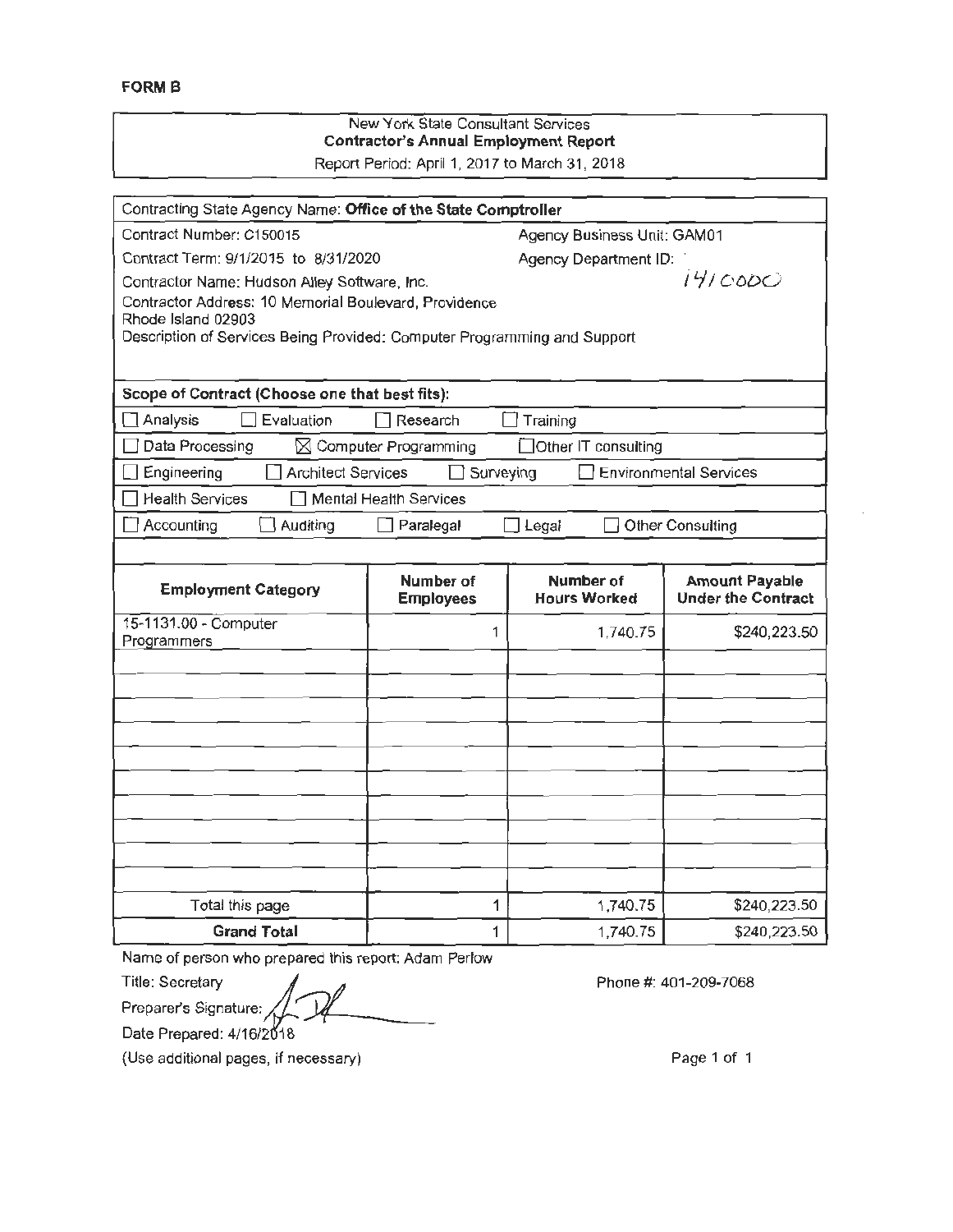**FORM B**

New York State Consultant Services
**Contractor's Annual Employment Report**
Report Period: April 1, 2017 to March 31, 2018

Contracting State Agency Name: **Office of the State Comptroller**

Contract Number: C150015 | Agency Business Unit: GAM01

Contract Term: 9/1/2015 to 8/31/2020 | Agency Department ID: 1410000

Contractor Name: Hudson Alley Software, Inc.

Contractor Address: 10 Memorial Boulevard, Providence Rhode Island 02903

Description of Services Being Provided: Computer Programming and Support

**Scope of Contract (Choose one that best fits):**

- ☐ Analysis ☐ Evaluation ☐ Research ☐ Training
- ☐ Data Processing ☒ Computer Programming ☐ Other IT consulting
- ☐ Engineering ☐ Architect Services ☐ Surveying ☐ Environmental Services
- ☐ Health Services ☐ Mental Health Services
- ☐ Accounting ☐ Auditing ☐ Paralegal ☐ Legal ☐ Other Consulting

| Employment Category | Number of Employees | Number of Hours Worked | Amount Payable Under the Contract |
|---|---|---|---|
| 15-1131.00 - Computer Programmers | 1 | 1,740.75 | $240,223.50 |
| | | | |
| | | | |
| | | | |
| | | | |
| | | | |
| | | | |
| | | | |
| | | | |
| | | | |
| | | | |
| Total this page | 1 | 1,740.75 | $240,223.50 |
| **Grand Total** | 1 | 1,740.75 | $240,223.50 |

Name of person who prepared this report: Adam Perlow

Title: Secretary

Preparer's Signature:

Phone #: 401-209-7068

Date Prepared: 4/16/2018

(Use additional pages, if necessary)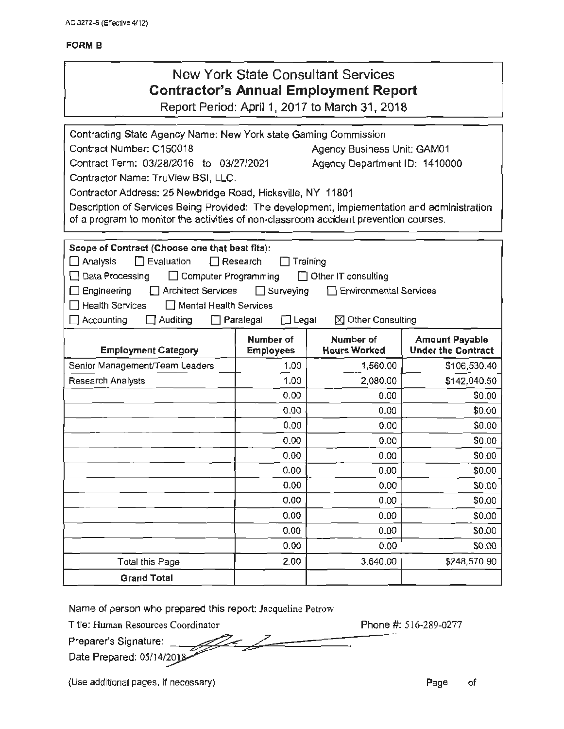AC 3272-S (Effective 4/12)

**FORM B**

# New York State Consultant Services
## Contractor's Annual Employment Report

Report Period: April 1, 2017 to March 31, 2018

Contracting State Agency Name: New York state Gaming Commission

Contract Number: C150018 Agency Business Unit: GAM01

Contract Term: 03/28/2016 to 03/27/2021 Agency Department ID: 1410000

Contractor Name: TruView BSI, LLC.

Contractor Address: 25 Newbridge Road, Hicksville, NY 11801

Description of Services Being Provided: The development, implementation and administration of a program to monitor the activities of non-classroom accident prevention courses.

**Scope of Contract (Choose one that best fits):**

☐ Analysis ☐ Evaluation ☐ Research ☐ Training

☐ Data Processing ☐ Computer Programming ☐ Other IT consulting

☐ Engineering ☐ Architect Services ☐ Surveying ☐ Environmental Services

☐ Health Services ☐ Mental Health Services

☐ Accounting ☐ Auditing ☐ Paralegal ☐ Legal ☒ Other Consulting

| Employment Category | Number of Employees | Number of Hours Worked | Amount Payable Under the Contract |
|---|---|---|---|
| Senior Management/Team Leaders | 1.00 | 1,560.00 | $106,530.40 |
| Research Analysts | 1.00 | 2,080.00 | $142,040.50 |
| | 0.00 | 0.00 | $0.00 |
| | 0.00 | 0.00 | $0.00 |
| | 0.00 | 0.00 | $0.00 |
| | 0.00 | 0.00 | $0.00 |
| | 0.00 | 0.00 | $0.00 |
| | 0.00 | 0.00 | $0.00 |
| | 0.00 | 0.00 | $0.00 |
| | 0.00 | 0.00 | $0.00 |
| | 0.00 | 0.00 | $0.00 |
| | 0.00 | 0.00 | $0.00 |
| | 0.00 | 0.00 | $0.00 |
| Total this Page | 2.00 | 3,640.00 | $248,570.90 |
| **Grand Total** | | | |

Name of person who prepared this report: Jacqueline Petrow

Title: Human Resources Coordinator Phone #: 516-289-0277

Preparer's Signature: [signature]

Date Prepared: 05/14/2018

(Use additional pages, if necessary) Page of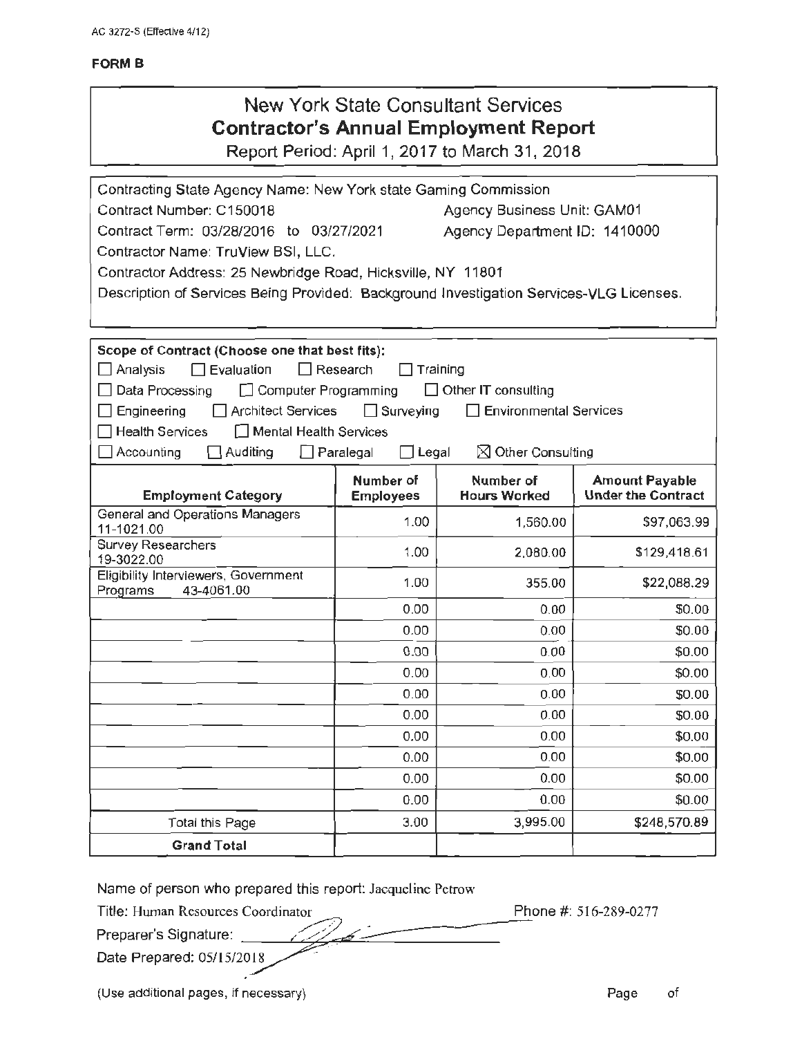AC 3272-S (Effective 4/12)

**FORM B**

# New York State Consultant Services
## Contractor's Annual Employment Report

Report Period: April 1, 2017 to March 31, 2018

Contracting State Agency Name: New York state Gaming Commission

Contract Number: C150018 — Agency Business Unit: GAM01

Contract Term: 03/28/2016 to 03/27/2021 — Agency Department ID: 1410000

Contractor Name: TruView BSI, LLC.

Contractor Address: 25 Newbridge Road, Hicksville, NY 11801

Description of Services Being Provided: Background Investigation Services-VLG Licenses.

**Scope of Contract (Choose one that best fits):**

☐ Analysis ☐ Evaluation ☐ Research ☐ Training

☐ Data Processing ☐ Computer Programming ☐ Other IT consulting

☐ Engineering ☐ Architect Services ☐ Surveying ☐ Environmental Services

☐ Health Services ☐ Mental Health Services

☐ Accounting ☐ Auditing ☐ Paralegal ☐ Legal ☒ Other Consulting

| Employment Category | Number of Employees | Number of Hours Worked | Amount Payable Under the Contract |
|---|---|---|---|
| General and Operations Managers 11-1021.00 | 1.00 | 1,560.00 | $97,063.99 |
| Survey Researchers 19-3022.00 | 1.00 | 2,080.00 | $129,418.61 |
| Eligibility Interviewers, Government Programs 43-4061.00 | 1.00 | 355.00 | $22,088.29 |
| | 0.00 | 0.00 | $0.00 |
| | 0.00 | 0.00 | $0.00 |
| | 0.00 | 0.00 | $0.00 |
| | 0.00 | 0.00 | $0.00 |
| | 0.00 | 0.00 | $0.00 |
| | 0.00 | 0.00 | $0.00 |
| | 0.00 | 0.00 | $0.00 |
| | 0.00 | 0.00 | $0.00 |
| | 0.00 | 0.00 | $0.00 |
| | 0.00 | 0.00 | $0.00 |
| Total this Page | 3.00 | 3,995.00 | $248,570.89 |
| **Grand Total** | | | |

Name of person who prepared this report: Jacqueline Petrow

Title: Human Resources Coordinator — Phone #: 516-289-0277

Preparer's Signature: [signature]

Date Prepared: 05/15/2018

(Use additional pages, if necessary) Page of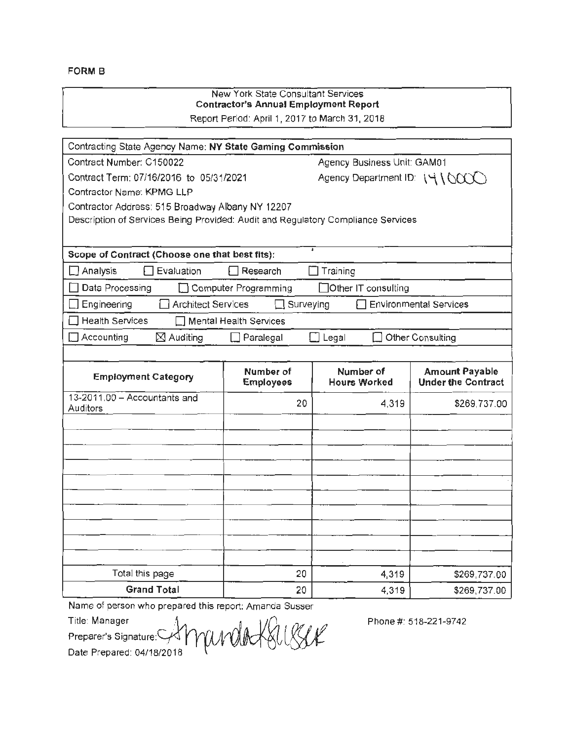**FORM B**

New York State Consultant Services
**Contractor's Annual Employment Report**
Report Period: April 1, 2017 to March 31, 2018

Contracting State Agency Name: **NY State Gaming Commission**

Contract Number: C150022 — Agency Business Unit: GAM01

Contract Term: 07/16/2016 to 05/31/2021 — Agency Department ID: 1410000

Contractor Name: KPMG LLP

Contractor Address: 515 Broadway Albany NY 12207

Description of Services Being Provided: Audit and Regulatory Compliance Services

**Scope of Contract (Choose one that best fits):**

- ☐ Analysis ☐ Evaluation ☐ Research ☐ Training
- ☐ Data Processing ☐ Computer Programming ☐ Other IT consulting
- ☐ Engineering ☐ Architect Services ☐ Surveying ☐ Environmental Services
- ☐ Health Services ☐ Mental Health Services
- ☐ Accounting ☒ Auditing ☐ Paralegal ☐ Legal ☐ Other Consulting

| Employment Category | Number of Employees | Number of Hours Worked | Amount Payable Under the Contract |
|---|---|---|---|
| 13-2011.00 – Accountants and Auditors | 20 | 4,319 | $269,737.00 |
| | | | |
| | | | |
| | | | |
| | | | |
| | | | |
| | | | |
| | | | |
| | | | |
| | | | |
| | | | |
| Total this page | 20 | 4,319 | $269,737.00 |
| **Grand Total** | 20 | 4,319 | $269,737.00 |

Name of person who prepared this report: Amanda Susser

Title: Manager

Preparer's Signature: Amanda K Susser

Phone #: 518-221-9742

Date Prepared: 04/18/2018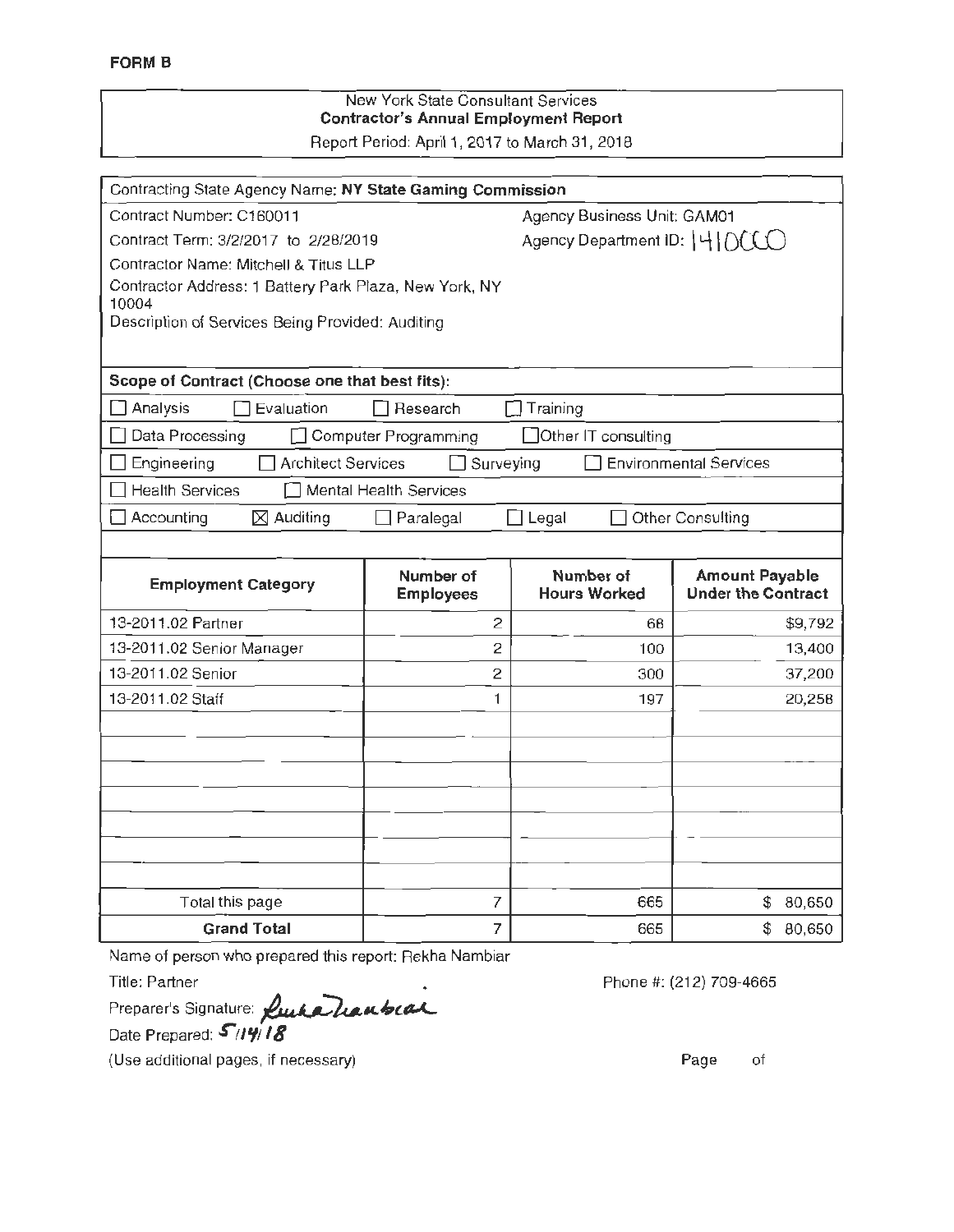**FORM B**

New York State Consultant Services
**Contractor's Annual Employment Report**
Report Period: April 1, 2017 to March 31, 2018

Contracting State Agency Name: **NY State Gaming Commission**

Contract Number: C160011 | Agency Business Unit: GAM01

Contract Term: 3/2/2017 to 2/28/2019 | Agency Department ID: 1410000

Contractor Name: Mitchell & Titus LLP

Contractor Address: 1 Battery Park Plaza, New York, NY 10004

Description of Services Being Provided: Auditing

**Scope of Contract (Choose one that best fits):**

☐ Analysis ☐ Evaluation ☐ Research ☐ Training

☐ Data Processing ☐ Computer Programming ☐ Other IT consulting

☐ Engineering ☐ Architect Services ☐ Surveying ☐ Environmental Services

☐ Health Services ☐ Mental Health Services

☐ Accounting ☒ Auditing ☐ Paralegal ☐ Legal ☐ Other Consulting

| Employment Category | Number of Employees | Number of Hours Worked | Amount Payable Under the Contract |
|---|---|---|---|
| 13-2011.02 Partner | 2 | 68 | $9,792 |
| 13-2011.02 Senior Manager | 2 | 100 | 13,400 |
| 13-2011.02 Senior | 2 | 300 | 37,200 |
| 13-2011.02 Staff | 1 | 197 | 20,258 |
| Total this page | 7 | 665 | $ 80,650 |
| **Grand Total** | 7 | 665 | $ 80,650 |

Name of person who prepared this report: Rekha Nambiar

Title: Partner | Phone #: (212) 709-4665

Preparer's Signature: *Rekha Nambiar*

Date Prepared: 5/14/18

(Use additional pages, if necessary) Page of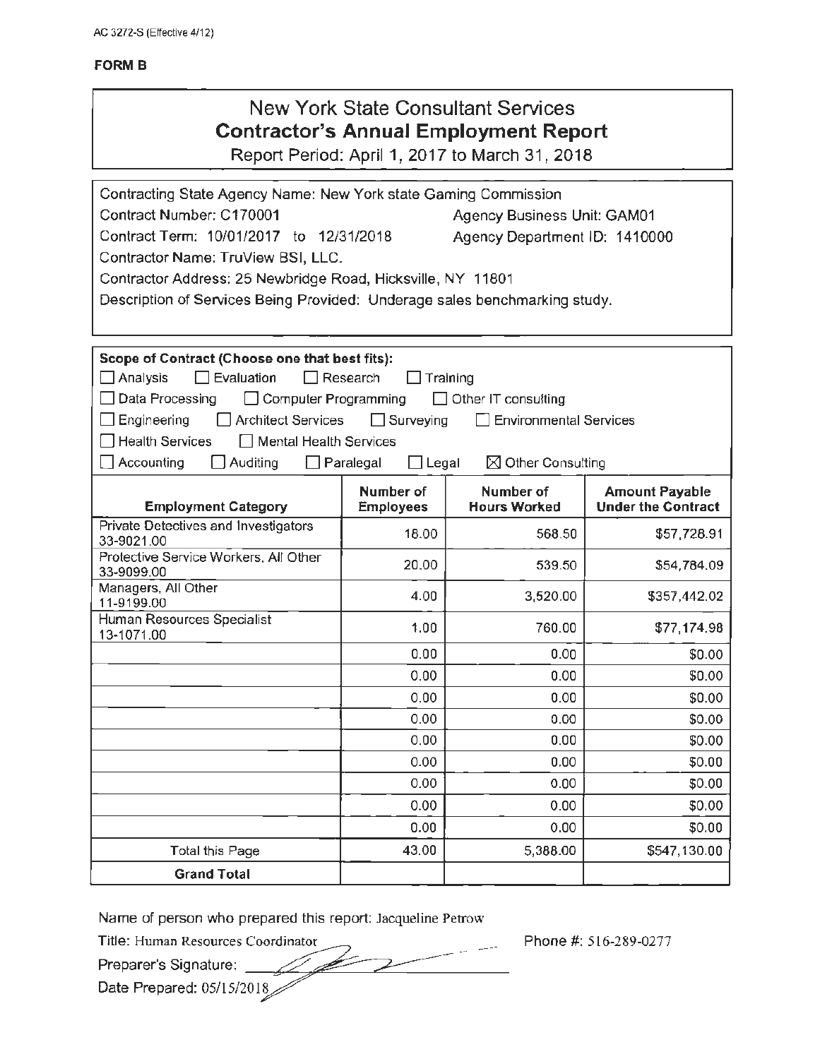AC 3272-S (Effective 4/12)

**FORM B**

# New York State Consultant Services
## Contractor's Annual Employment Report
Report Period: April 1, 2017 to March 31, 2018

Contracting State Agency Name: New York state Gaming Commission
Contract Number: C170001 Agency Business Unit: GAM01
Contract Term: 10/01/2017 to 12/31/2018 Agency Department ID: 1410000
Contractor Name: TruView BSI, LLC.
Contractor Address: 25 Newbridge Road, Hicksville, NY 11801
Description of Services Being Provided: Underage sales benchmarking study.

**Scope of Contract (Choose one that best fits):**

☐ Analysis ☐ Evaluation ☐ Research ☐ Training
☐ Data Processing ☐ Computer Programming ☐ Other IT consulting
☐ Engineering ☐ Architect Services ☐ Surveying ☐ Environmental Services
☐ Health Services ☐ Mental Health Services
☐ Accounting ☐ Auditing ☐ Paralegal ☐ Legal ☒ Other Consulting

| Employment Category | Number of Employees | Number of Hours Worked | Amount Payable Under the Contract |
|---|---|---|---|
| Private Detectives and Investigators 33-9021.00 | 18.00 | 568.50 | $57,728.91 |
| Protective Service Workers, All Other 33-9099.00 | 20.00 | 539.50 | $54,784.09 |
| Managers, All Other 11-9199.00 | 4.00 | 3,520.00 | $357,442.02 |
| Human Resources Specialist 13-1071.00 | 1.00 | 760.00 | $77,174.98 |
| | 0.00 | 0.00 | $0.00 |
| | 0.00 | 0.00 | $0.00 |
| | 0.00 | 0.00 | $0.00 |
| | 0.00 | 0.00 | $0.00 |
| | 0.00 | 0.00 | $0.00 |
| | 0.00 | 0.00 | $0.00 |
| | 0.00 | 0.00 | $0.00 |
| | 0.00 | 0.00 | $0.00 |
| | 0.00 | 0.00 | $0.00 |
| Total this Page | 43.00 | 5,388.00 | $547,130.00 |
| **Grand Total** | | | |

Name of person who prepared this report: Jacqueline Petrow
Title: Human Resources Coordinator Phone #: 516-289-0277
Preparer's Signature:
Date Prepared: 05/15/2018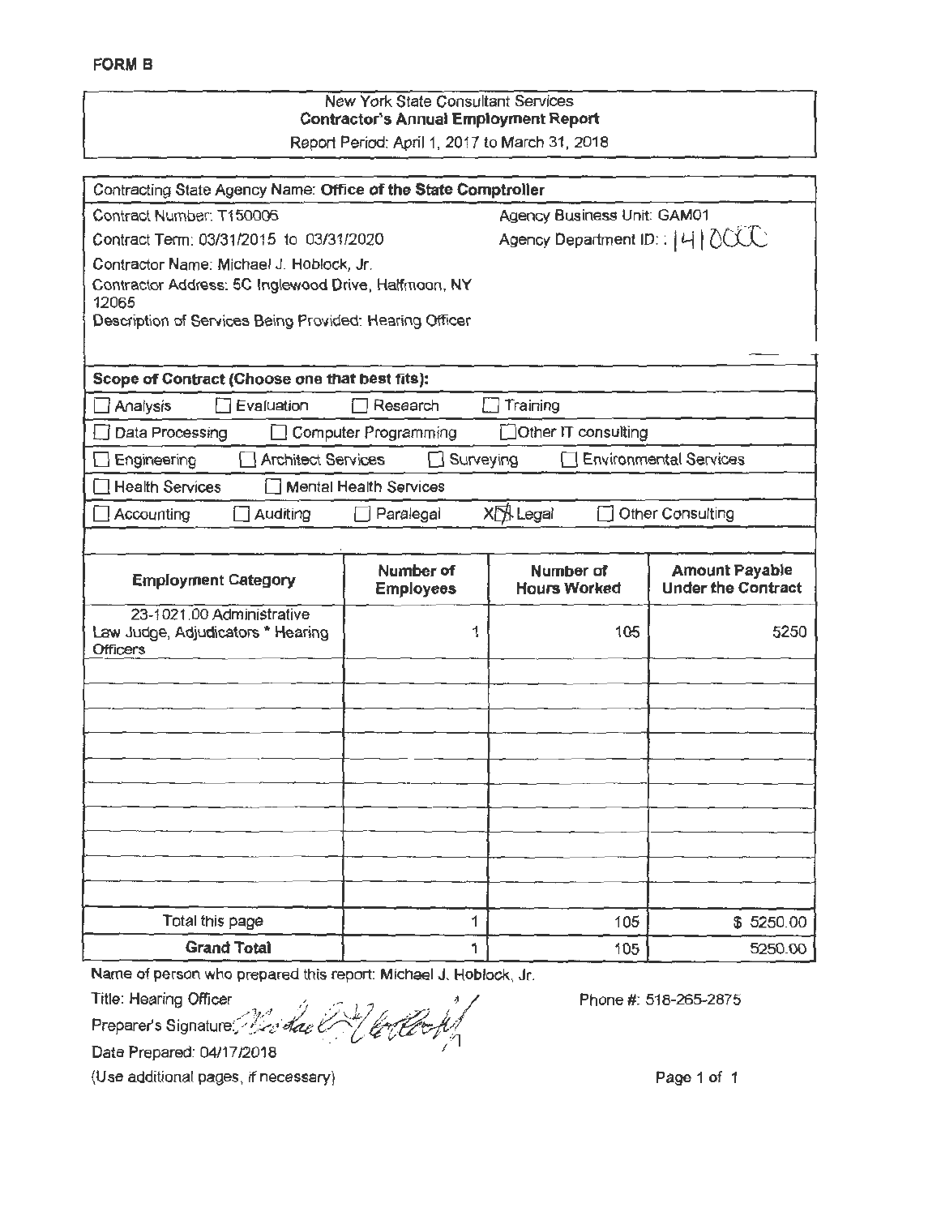**FORM B**

New York State Consultant Services
**Contractor's Annual Employment Report**
Report Period: April 1, 2017 to March 31, 2018

Contracting State Agency Name: **Office of the State Comptroller**

Contract Number: T150006 | Agency Business Unit: GAM01

Contract Term: 03/31/2015 to 03/31/2020 | Agency Department ID: : 1410000

Contractor Name: Michael J. Hoblock, Jr.

Contractor Address: 5C Inglewood Drive, Halfmoon, NY 12065

Description of Services Being Provided: Hearing Officer

**Scope of Contract (Choose one that best fits):**

- [ ] Analysis
- [ ] Evaluation
- [ ] Research
- [ ] Training
- [ ] Data Processing
- [ ] Computer Programming
- [ ] Other IT consulting
- [ ] Engineering
- [ ] Architect Services
- [ ] Surveying
- [ ] Environmental Services
- [ ] Health Services
- [ ] Mental Health Services
- [ ] Accounting
- [ ] Auditing
- [ ] Paralegal
- [x] Legal
- [ ] Other Consulting

| Employment Category | Number of Employees | Number of Hours Worked | Amount Payable Under the Contract |
|---|---|---|---|
| 23-1021.00 Administrative Law Judge, Adjudicators * Hearing Officers | 1 | 105 | 5250 |
| | | | |
| | | | |
| | | | |
| | | | |
| | | | |
| | | | |
| | | | |
| | | | |
| | | | |
| | | | |
| | | | |
| Total this page | 1 | 105 | $ 5250.00 |
| **Grand Total** | 1 | 105 | 5250.00 |

Name of person who prepared this report: Michael J. Hoblock, Jr.

Title: Hearing Officer

Phone #: 518-265-2875

Preparer's Signature: [signature]

Date Prepared: 04/17/2018

(Use additional pages, if necessary)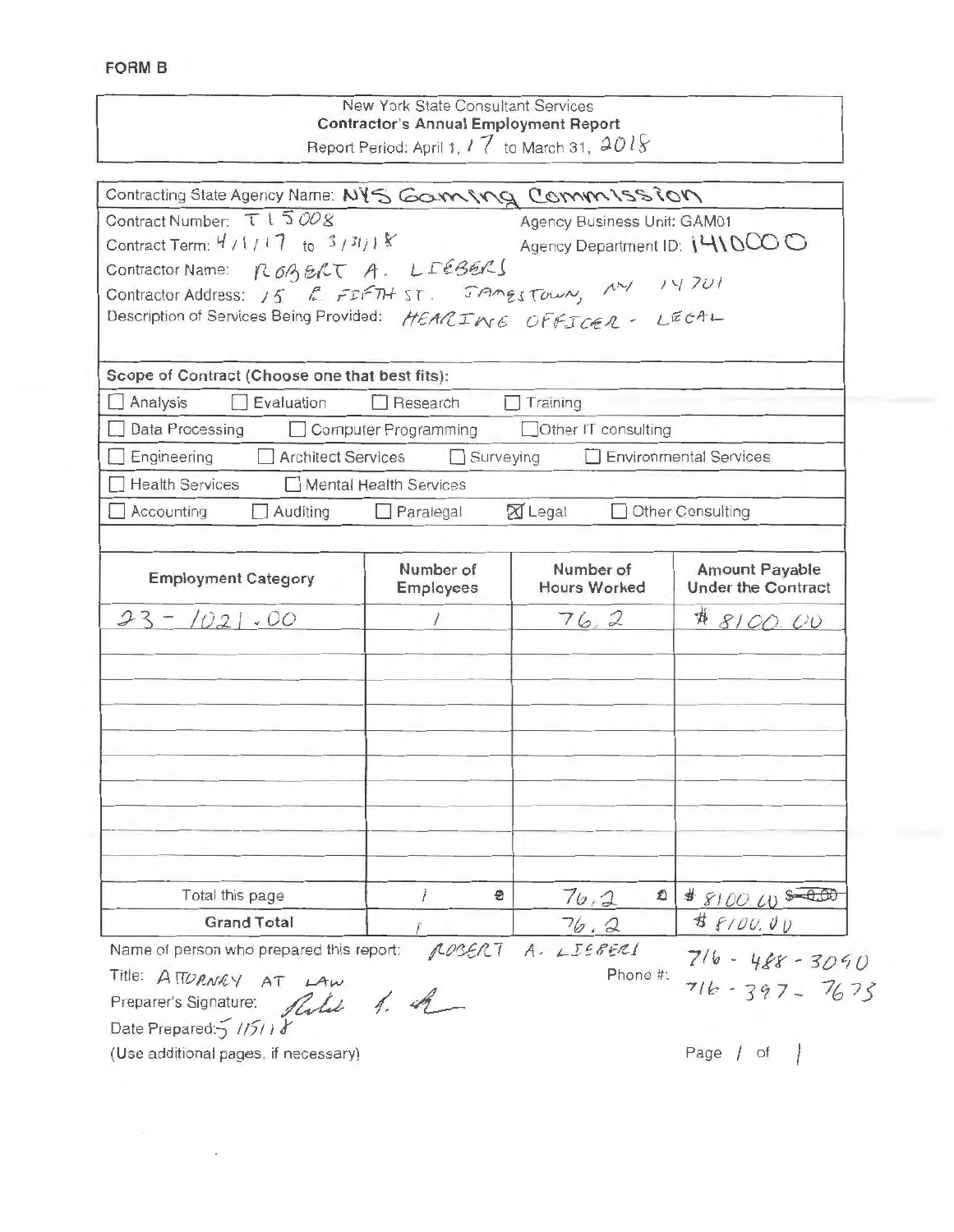**FORM B**

New York State Consultant Services
**Contractor's Annual Employment Report**
Report Period: April 1, 17 to March 31, 2018

Contracting State Agency Name: NYS Gaming Commission

Contract Number: T15008
Agency Business Unit: GAM01

Contract Term: 4/1/17 to 3/31/18
Agency Department ID: 1410000

Contractor Name: ROBERT A. LIEBERS

Contractor Address: 15 E FIFTH ST. JAMESTOWN, NY 14701

Description of Services Being Provided: HEARING OFFICER - LEGAL

**Scope of Contract (Choose one that best fits):**

- ☐ Analysis ☐ Evaluation ☐ Research ☐ Training
- ☐ Data Processing ☐ Computer Programming ☐ Other IT consulting
- ☐ Engineering ☐ Architect Services ☐ Surveying ☐ Environmental Services
- ☐ Health Services ☐ Mental Health Services
- ☐ Accounting ☐ Auditing ☐ Paralegal ☒ Legal ☐ Other Consulting

| Employment Category | Number of Employees | Number of Hours Worked | Amount Payable Under the Contract |
|---|---|---|---|
| 23-1021.00 | 1 | 76.2 | $8100.00 |
| | | | |
| | | | |
| | | | |
| | | | |
| | | | |
| | | | |
| | | | |
| | | | |
| | | | |
| Total this page | 1 | 76.2 | $8100.00 ~~$ 0.00~~ |
| **Grand Total** | 1 | 76.2 | $8100.00 |

Name of person who prepared this report: ROBERT A. LIEBERS

Title: ATTORNEY AT LAW

Phone #: 716-488-3090
716-397-7673

Preparer's Signature: [signature]

Date Prepared: 5/15/18

(Use additional pages, if necessary)

Page 1 of 1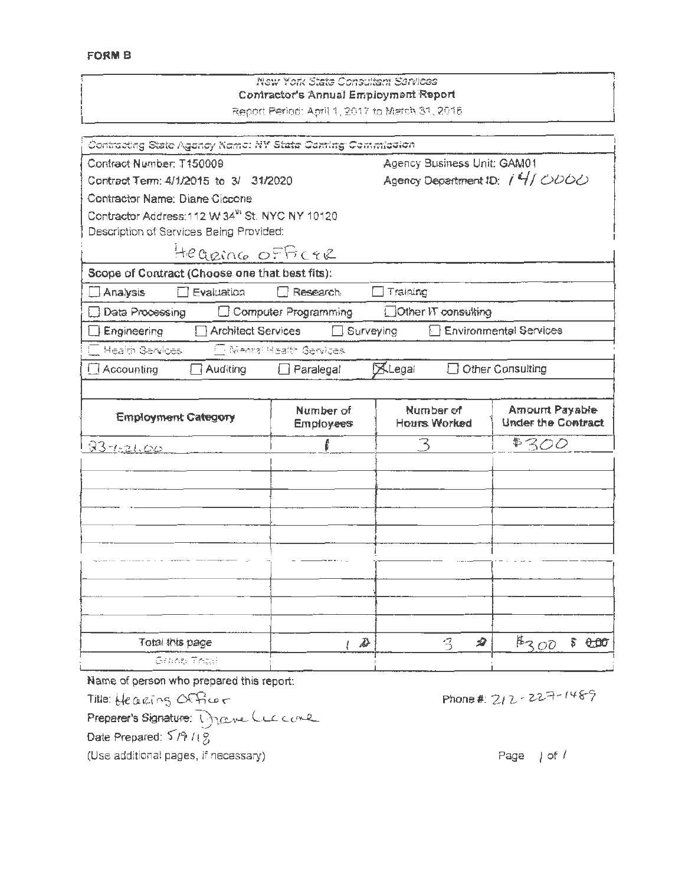**FORM B**

*New York State Consultant Services*
**Contractor's Annual Employment Report**
Report Period: April 1, 2017 to March 31, 2018

Contracting State Agency Name: NY State Gaming Commission

Contract Number: T150009 | Agency Business Unit: GAM01

Contract Term: 4/1/2015 to 3/ 31/2020 | Agency Department ID: 1410000

Contractor Name: Diane Ciccone

Contractor Address: 112 W 34th St. NYC NY 10120

Description of Services Being Provided:

Hearing Officer

**Scope of Contract (Choose one that best fits):**

- ☐ Analysis ☐ Evaluation ☐ Research ☐ Training
- ☐ Data Processing ☐ Computer Programming ☐ Other IT consulting
- ☐ Engineering ☐ Architect Services ☐ Surveying ☐ Environmental Services
- ☐ Health Services ☐ Mental Health Services
- ☐ Accounting ☐ Auditing ☐ Paralegal ☒ Legal ☐ Other Consulting

| Employment Category | Number of Employees | Number of Hours Worked | Amount Payable Under the Contract |
|---|---|---|---|
| 23-1021.00 | 1 | 3 | $300 |
| | | | |
| | | | |
| | | | |
| | | | |
| | | | |
| | | | |
| | | | |
| | | | |
| | | | |
| Total this page | 1 ~~0~~ | 3 ~~0~~ | $300 ~~$ 0.00~~ |
| Grand Total | | | |

Name of person who prepared this report:

Title: Hearing Officer

Preparer's Signature: Diane Ciccone

Date Prepared: 5/9/18

Phone #: 212-227-1489

(Use additional pages, if necessary)

Page 1 of 1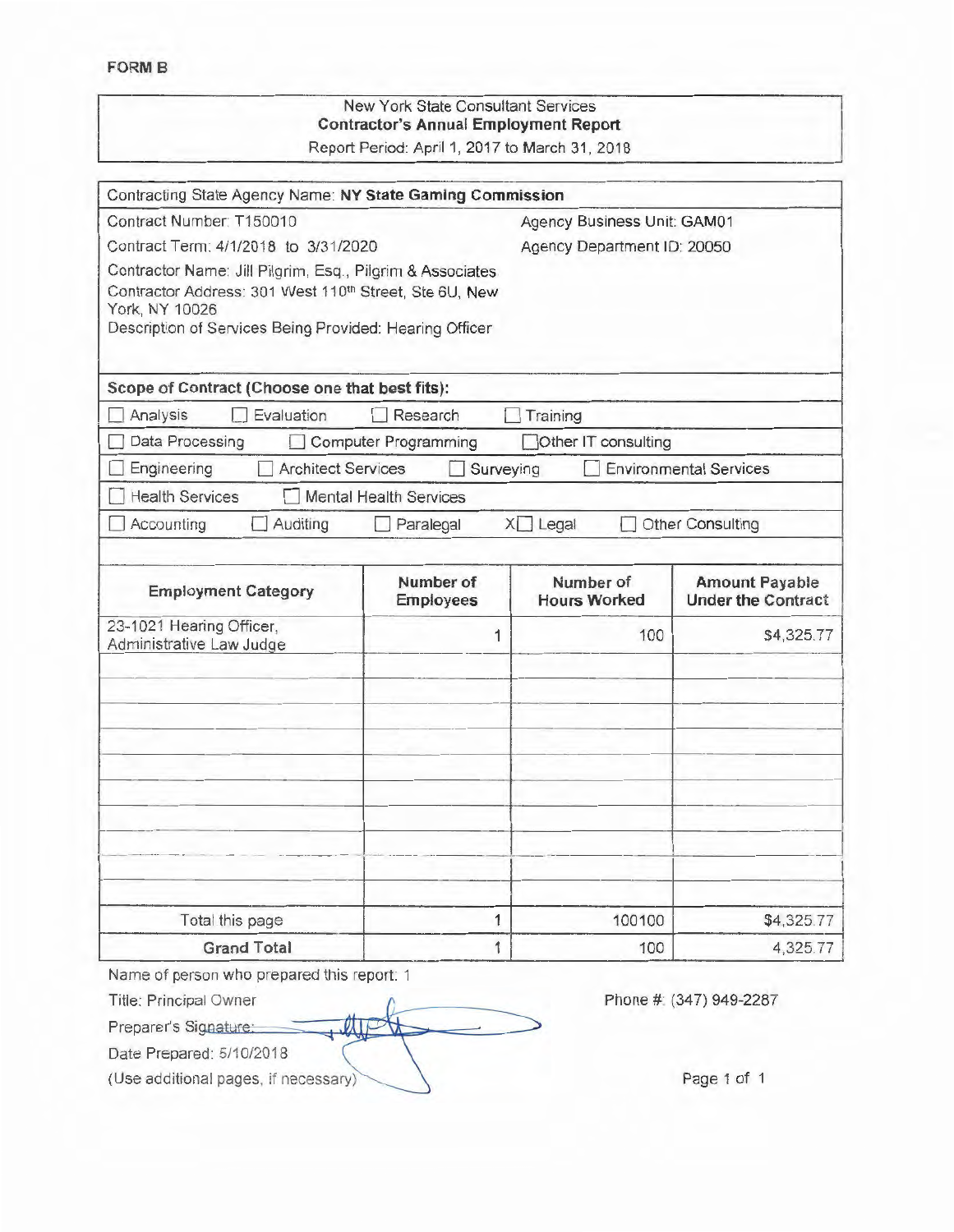**FORM B**

New York State Consultant Services
**Contractor's Annual Employment Report**
Report Period: April 1, 2017 to March 31, 2018

Contracting State Agency Name: **NY State Gaming Commission**

Contract Number: T150010 | Agency Business Unit: GAM01

Contract Term: 4/1/2018 to 3/31/2020 | Agency Department ID: 20050

Contractor Name: Jill Pilgrim, Esq., Pilgrim & Associates

Contractor Address: 301 West 110th Street, Ste 6U, New York, NY 10026

Description of Services Being Provided: Hearing Officer

**Scope of Contract (Choose one that best fits):**

☐ Analysis ☐ Evaluation ☐ Research ☐ Training

☐ Data Processing ☐ Computer Programming ☐ Other IT consulting

☐ Engineering ☐ Architect Services ☐ Surveying ☐ Environmental Services

☐ Health Services ☐ Mental Health Services

☐ Accounting ☐ Auditing ☐ Paralegal X☐ Legal ☐ Other Consulting

| Employment Category | Number of Employees | Number of Hours Worked | Amount Payable Under the Contract |
|---|---|---|---|
| 23-1021 Hearing Officer, Administrative Law Judge | 1 | 100 | $4,325.77 |
| | | | |
| | | | |
| | | | |
| | | | |
| | | | |
| | | | |
| | | | |
| | | | |
| | | | |
| | | | |
| Total this page | 1 | 100100 | $4,325.77 |
| **Grand Total** | 1 | 100 | 4,325.77 |

Name of person who prepared this report: 1

Title: Principal Owner

Phone #: (347) 949-2287

Preparer's Signature:

Date Prepared: 5/10/2018

(Use additional pages, if necessary)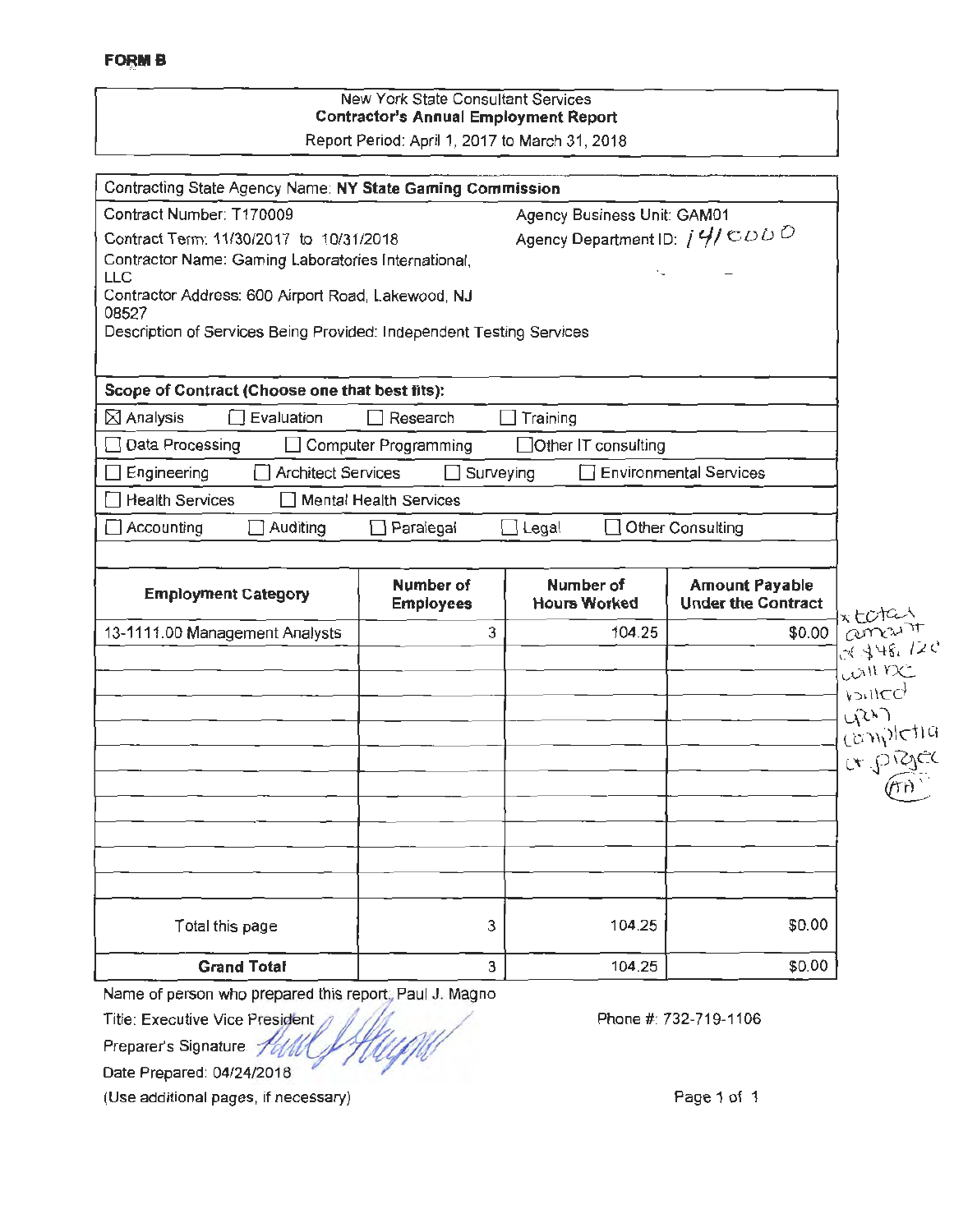**FORM B**

New York State Consultant Services
**Contractor's Annual Employment Report**
Report Period: April 1, 2017 to March 31, 2018

Contracting State Agency Name: **NY State Gaming Commission**

Contract Number: T170009

Agency Business Unit: GAM01

Contract Term: 11/30/2017 to 10/31/2018

Agency Department ID: 1410000

Contractor Name: Gaming Laboratories International, LLC

Contractor Address: 600 Airport Road, Lakewood, NJ 08527

Description of Services Being Provided: Independent Testing Services

**Scope of Contract (Choose one that best fits):**

- [x] Analysis
- [ ] Evaluation
- [ ] Research
- [ ] Training
- [ ] Data Processing
- [ ] Computer Programming
- [ ] Other IT consulting
- [ ] Engineering
- [ ] Architect Services
- [ ] Surveying
- [ ] Environmental Services
- [ ] Health Services
- [ ] Mental Health Services
- [ ] Accounting
- [ ] Auditing
- [ ] Paralegal
- [ ] Legal
- [ ] Other Consulting

| Employment Category | Number of Employees | Number of Hours Worked | Amount Payable Under the Contract |
|---|---|---|---|
| 13-1111.00 Management Analysts | 3 | 104.25 | $0.00 |
| | | | |
| | | | |
| | | | |
| | | | |
| | | | |
| | | | |
| | | | |
| | | | |
| | | | |
| | | | |
| Total this page | 3 | 104.25 | $0.00 |
| **Grand Total** | 3 | 104.25 | $0.00 |

*total amount of $48,120 will be billed upon completion of project (AA)

Name of person who prepared this report: Paul J. Magno

Title: Executive Vice President

Phone #: 732-719-1106

Preparer's Signature: [signature]

Date Prepared: 04/24/2018

(Use additional pages, if necessary)